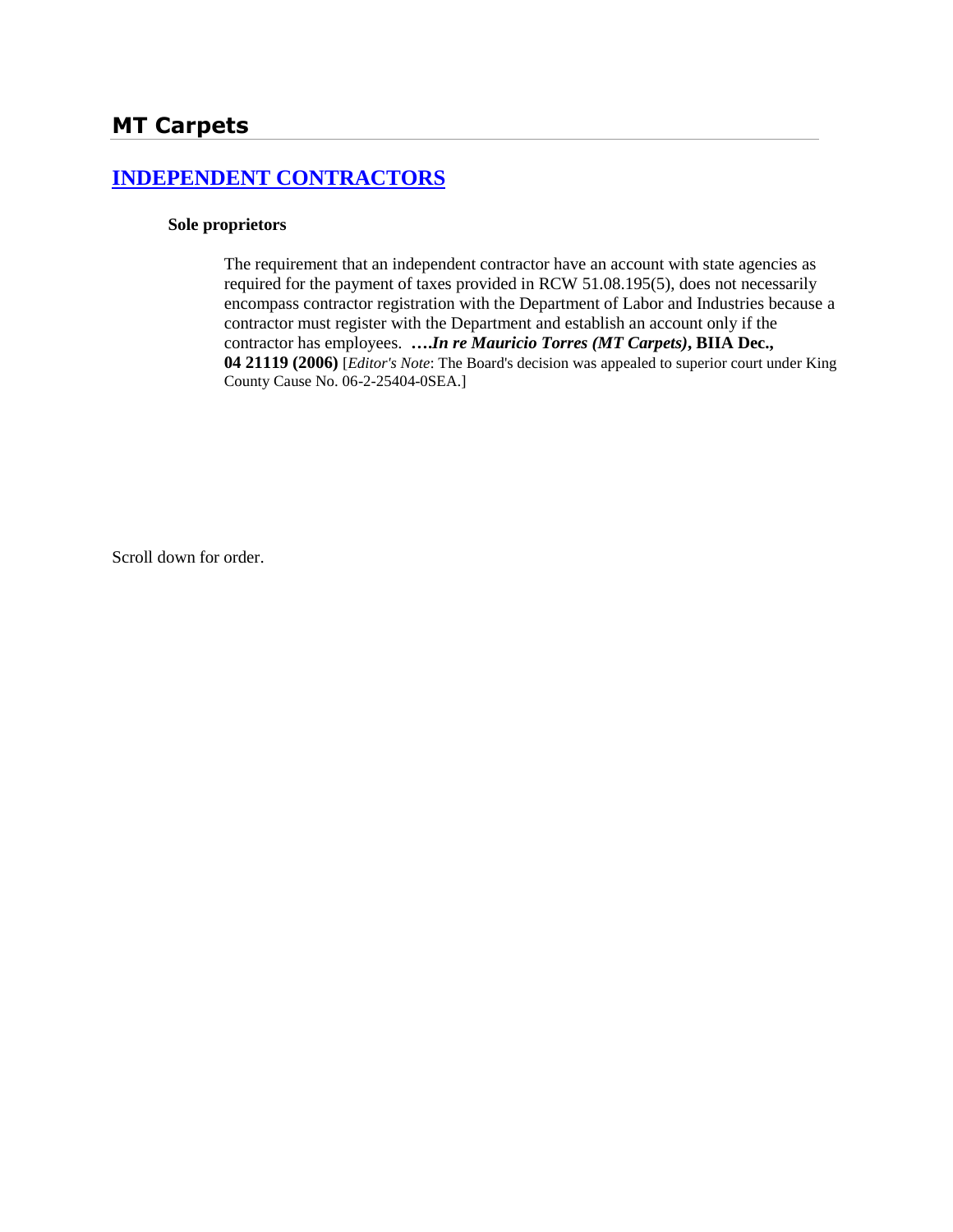# MT Carpets

## [INDEPENDENT CONTRACTORS]

### Sole proprietors

The requirement that an independent contractor have an account with state agencies as required for the payment of taxes provided in RCW 51.08.195(5), does not necessarily encompass contractor registration with the Department of Labor and Industries because a contractor must register with the Department and establish an account only if the contractor has employees. ***….In re Mauricio Torres (MT Carpets)*, BIIA Dec., 04 21119 (2006)** [*Editor's Note*: The Board's decision was appealed to superior court under King County Cause No. 06-2-25404-0SEA.]

Scroll down for order.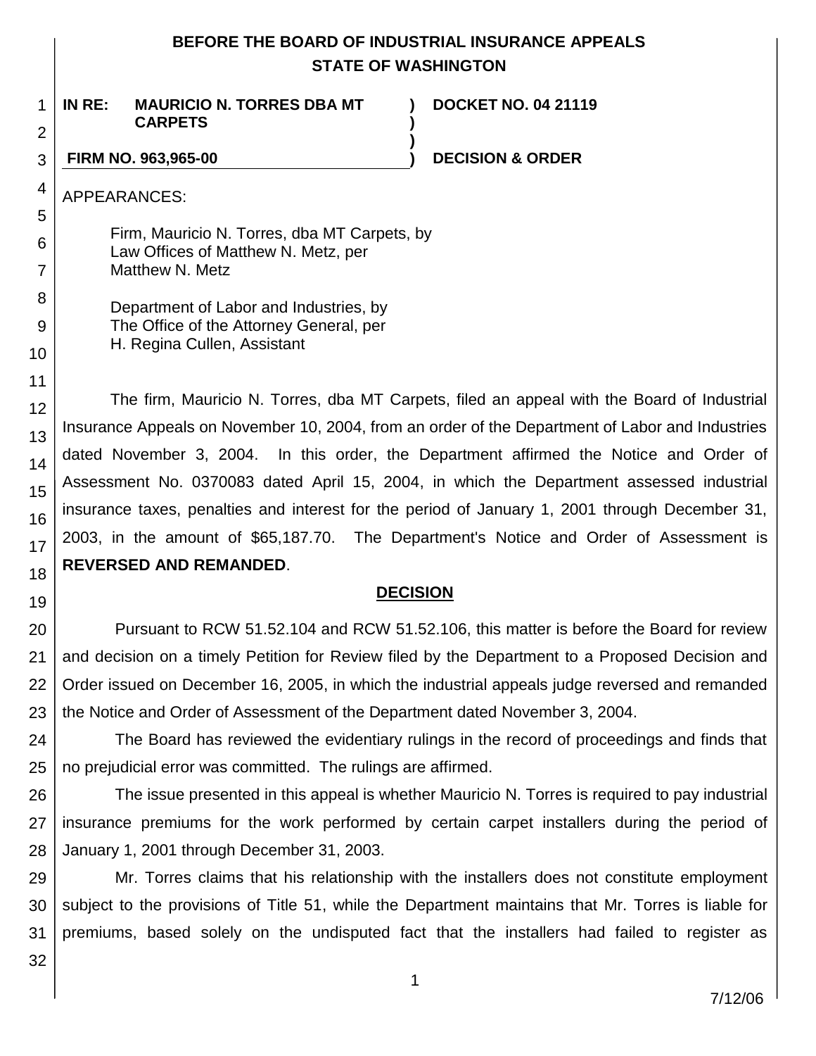# BEFORE THE BOARD OF INDUSTRIAL INSURANCE APPEALS
## STATE OF WASHINGTON

**IN RE: MAURICIO N. TORRES DBA MT CARPETS** ) **DOCKET NO. 04 21119**

**FIRM NO. 963,965-00** ) **DECISION & ORDER**

APPEARANCES:

Firm, Mauricio N. Torres, dba MT Carpets, by
Law Offices of Matthew N. Metz, per
Matthew N. Metz

Department of Labor and Industries, by
The Office of the Attorney General, per
H. Regina Cullen, Assistant

The firm, Mauricio N. Torres, dba MT Carpets, filed an appeal with the Board of Industrial Insurance Appeals on November 10, 2004, from an order of the Department of Labor and Industries dated November 3, 2004. In this order, the Department affirmed the Notice and Order of Assessment No. 0370083 dated April 15, 2004, in which the Department assessed industrial insurance taxes, penalties and interest for the period of January 1, 2001 through December 31, 2003, in the amount of $65,187.70. The Department's Notice and Order of Assessment is **REVERSED AND REMANDED**.

## DECISION

Pursuant to RCW 51.52.104 and RCW 51.52.106, this matter is before the Board for review and decision on a timely Petition for Review filed by the Department to a Proposed Decision and Order issued on December 16, 2005, in which the industrial appeals judge reversed and remanded the Notice and Order of Assessment of the Department dated November 3, 2004.

The Board has reviewed the evidentiary rulings in the record of proceedings and finds that no prejudicial error was committed. The rulings are affirmed.

The issue presented in this appeal is whether Mauricio N. Torres is required to pay industrial insurance premiums for the work performed by certain carpet installers during the period of January 1, 2001 through December 31, 2003.

Mr. Torres claims that his relationship with the installers does not constitute employment subject to the provisions of Title 51, while the Department maintains that Mr. Torres is liable for premiums, based solely on the undisputed fact that the installers had failed to register as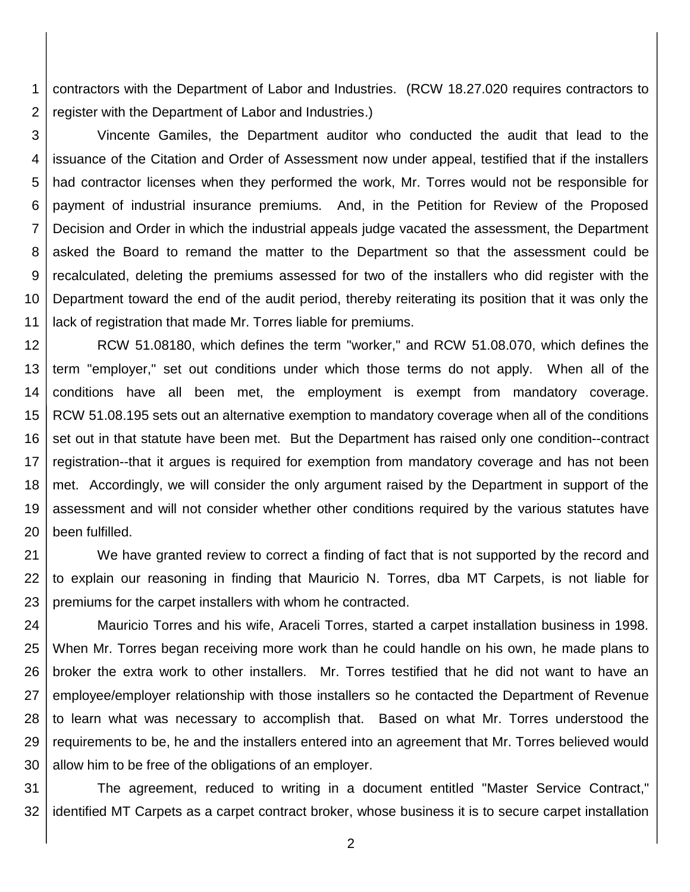contractors with the Department of Labor and Industries. (RCW 18.27.020 requires contractors to register with the Department of Labor and Industries.)

Vincente Gamiles, the Department auditor who conducted the audit that lead to the issuance of the Citation and Order of Assessment now under appeal, testified that if the installers had contractor licenses when they performed the work, Mr. Torres would not be responsible for payment of industrial insurance premiums. And, in the Petition for Review of the Proposed Decision and Order in which the industrial appeals judge vacated the assessment, the Department asked the Board to remand the matter to the Department so that the assessment could be recalculated, deleting the premiums assessed for two of the installers who did register with the Department toward the end of the audit period, thereby reiterating its position that it was only the lack of registration that made Mr. Torres liable for premiums.

RCW 51.08180, which defines the term "worker," and RCW 51.08.070, which defines the term "employer," set out conditions under which those terms do not apply. When all of the conditions have all been met, the employment is exempt from mandatory coverage. RCW 51.08.195 sets out an alternative exemption to mandatory coverage when all of the conditions set out in that statute have been met. But the Department has raised only one condition--contract registration--that it argues is required for exemption from mandatory coverage and has not been met. Accordingly, we will consider the only argument raised by the Department in support of the assessment and will not consider whether other conditions required by the various statutes have been fulfilled.

We have granted review to correct a finding of fact that is not supported by the record and to explain our reasoning in finding that Mauricio N. Torres, dba MT Carpets, is not liable for premiums for the carpet installers with whom he contracted.

Mauricio Torres and his wife, Araceli Torres, started a carpet installation business in 1998. When Mr. Torres began receiving more work than he could handle on his own, he made plans to broker the extra work to other installers. Mr. Torres testified that he did not want to have an employee/employer relationship with those installers so he contacted the Department of Revenue to learn what was necessary to accomplish that. Based on what Mr. Torres understood the requirements to be, he and the installers entered into an agreement that Mr. Torres believed would allow him to be free of the obligations of an employer.

The agreement, reduced to writing in a document entitled "Master Service Contract," identified MT Carpets as a carpet contract broker, whose business it is to secure carpet installation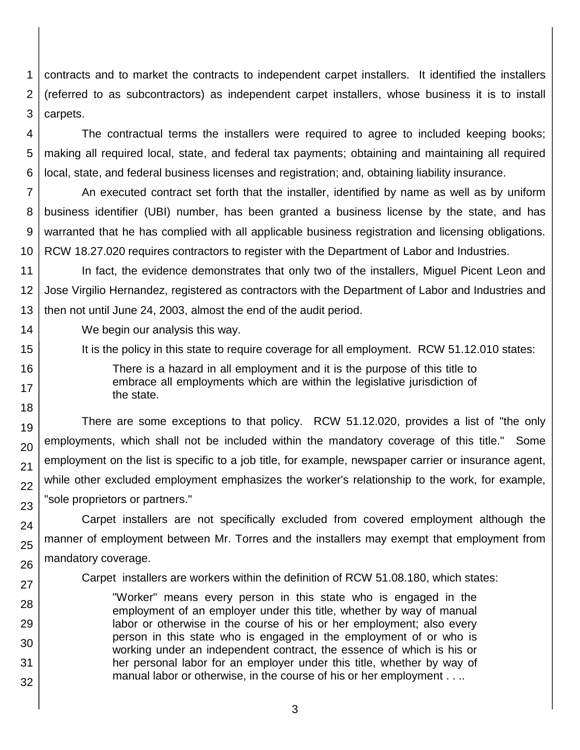contracts and to market the contracts to independent carpet installers. It identified the installers (referred to as subcontractors) as independent carpet installers, whose business it is to install carpets.

The contractual terms the installers were required to agree to included keeping books; making all required local, state, and federal tax payments; obtaining and maintaining all required local, state, and federal business licenses and registration; and, obtaining liability insurance.

An executed contract set forth that the installer, identified by name as well as by uniform business identifier (UBI) number, has been granted a business license by the state, and has warranted that he has complied with all applicable business registration and licensing obligations. RCW 18.27.020 requires contractors to register with the Department of Labor and Industries.

In fact, the evidence demonstrates that only two of the installers, Miguel Picent Leon and Jose Virgilio Hernandez, registered as contractors with the Department of Labor and Industries and then not until June 24, 2003, almost the end of the audit period.

We begin our analysis this way.

It is the policy in this state to require coverage for all employment. RCW 51.12.010 states:

> There is a hazard in all employment and it is the purpose of this title to embrace all employments which are within the legislative jurisdiction of the state.

There are some exceptions to that policy. RCW 51.12.020, provides a list of "the only employments, which shall not be included within the mandatory coverage of this title." Some employment on the list is specific to a job title, for example, newspaper carrier or insurance agent, while other excluded employment emphasizes the worker's relationship to the work, for example, "sole proprietors or partners."

Carpet installers are not specifically excluded from covered employment although the manner of employment between Mr. Torres and the installers may exempt that employment from mandatory coverage.

Carpet installers are workers within the definition of RCW 51.08.180, which states:

> "Worker" means every person in this state who is engaged in the employment of an employer under this title, whether by way of manual labor or otherwise in the course of his or her employment; also every person in this state who is engaged in the employment of or who is working under an independent contract, the essence of which is his or her personal labor for an employer under this title, whether by way of manual labor or otherwise, in the course of his or her employment . . ..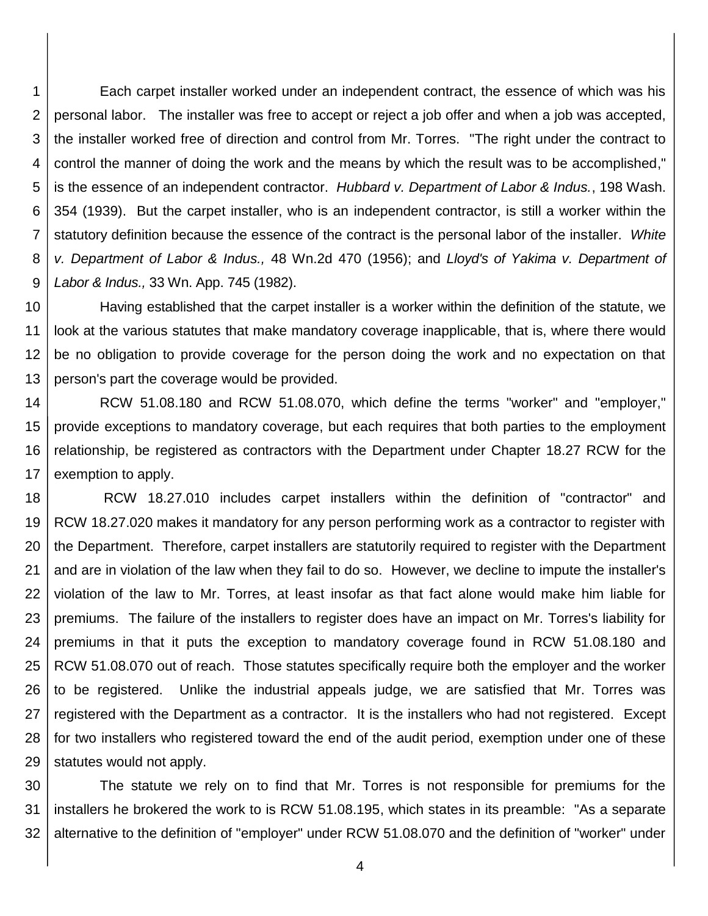Each carpet installer worked under an independent contract, the essence of which was his personal labor. The installer was free to accept or reject a job offer and when a job was accepted, the installer worked free of direction and control from Mr. Torres. "The right under the contract to control the manner of doing the work and the means by which the result was to be accomplished," is the essence of an independent contractor. *Hubbard v. Department of Labor & Indus.*, 198 Wash. 354 (1939). But the carpet installer, who is an independent contractor, is still a worker within the statutory definition because the essence of the contract is the personal labor of the installer. *White v. Department of Labor & Indus.,* 48 Wn.2d 470 (1956); and *Lloyd's of Yakima v. Department of Labor & Indus.,* 33 Wn. App. 745 (1982).

Having established that the carpet installer is a worker within the definition of the statute, we look at the various statutes that make mandatory coverage inapplicable, that is, where there would be no obligation to provide coverage for the person doing the work and no expectation on that person's part the coverage would be provided.

RCW 51.08.180 and RCW 51.08.070, which define the terms "worker" and "employer," provide exceptions to mandatory coverage, but each requires that both parties to the employment relationship, be registered as contractors with the Department under Chapter 18.27 RCW for the exemption to apply.

RCW 18.27.010 includes carpet installers within the definition of "contractor" and RCW 18.27.020 makes it mandatory for any person performing work as a contractor to register with the Department. Therefore, carpet installers are statutorily required to register with the Department and are in violation of the law when they fail to do so. However, we decline to impute the installer's violation of the law to Mr. Torres, at least insofar as that fact alone would make him liable for premiums. The failure of the installers to register does have an impact on Mr. Torres's liability for premiums in that it puts the exception to mandatory coverage found in RCW 51.08.180 and RCW 51.08.070 out of reach. Those statutes specifically require both the employer and the worker to be registered. Unlike the industrial appeals judge, we are satisfied that Mr. Torres was registered with the Department as a contractor. It is the installers who had not registered. Except for two installers who registered toward the end of the audit period, exemption under one of these statutes would not apply.

The statute we rely on to find that Mr. Torres is not responsible for premiums for the installers he brokered the work to is RCW 51.08.195, which states in its preamble: "As a separate alternative to the definition of "employer" under RCW 51.08.070 and the definition of "worker" under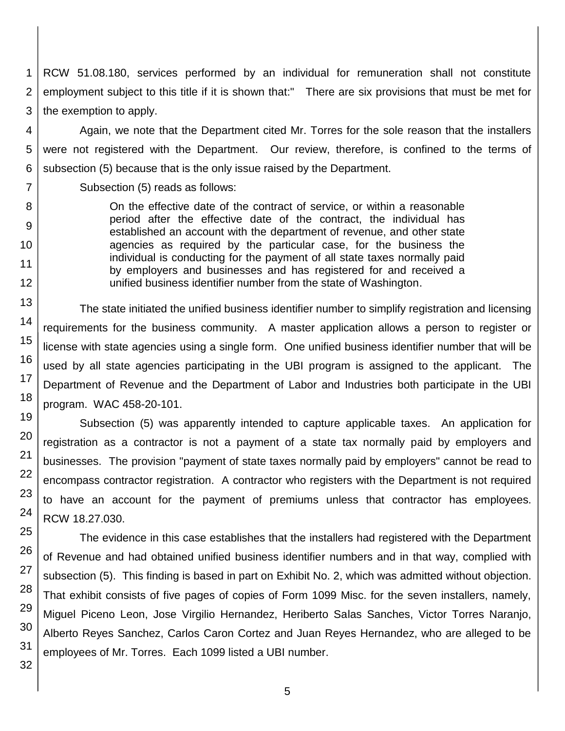RCW 51.08.180, services performed by an individual for remuneration shall not constitute employment subject to this title if it is shown that:" There are six provisions that must be met for the exemption to apply.

Again, we note that the Department cited Mr. Torres for the sole reason that the installers were not registered with the Department. Our review, therefore, is confined to the terms of subsection (5) because that is the only issue raised by the Department.

Subsection (5) reads as follows:

> On the effective date of the contract of service, or within a reasonable period after the effective date of the contract, the individual has established an account with the department of revenue, and other state agencies as required by the particular case, for the business the individual is conducting for the payment of all state taxes normally paid by employers and businesses and has registered for and received a unified business identifier number from the state of Washington.

The state initiated the unified business identifier number to simplify registration and licensing requirements for the business community. A master application allows a person to register or license with state agencies using a single form. One unified business identifier number that will be used by all state agencies participating in the UBI program is assigned to the applicant. The Department of Revenue and the Department of Labor and Industries both participate in the UBI program. WAC 458-20-101.

Subsection (5) was apparently intended to capture applicable taxes. An application for registration as a contractor is not a payment of a state tax normally paid by employers and businesses. The provision "payment of state taxes normally paid by employers" cannot be read to encompass contractor registration. A contractor who registers with the Department is not required to have an account for the payment of premiums unless that contractor has employees. RCW 18.27.030.

The evidence in this case establishes that the installers had registered with the Department of Revenue and had obtained unified business identifier numbers and in that way, complied with subsection (5). This finding is based in part on Exhibit No. 2, which was admitted without objection. That exhibit consists of five pages of copies of Form 1099 Misc. for the seven installers, namely, Miguel Piceno Leon, Jose Virgilio Hernandez, Heriberto Salas Sanches, Victor Torres Naranjo, Alberto Reyes Sanchez, Carlos Caron Cortez and Juan Reyes Hernandez, who are alleged to be employees of Mr. Torres. Each 1099 listed a UBI number.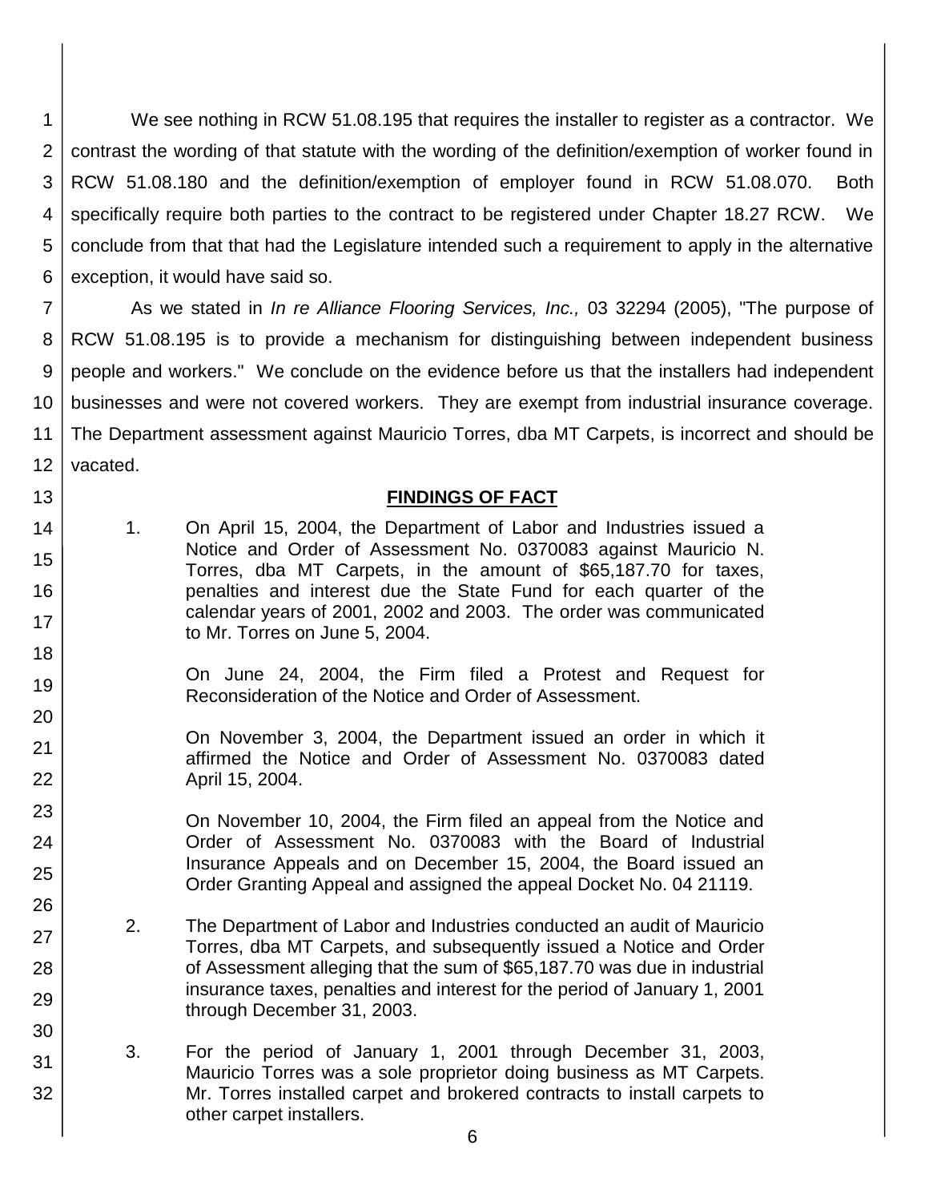We see nothing in RCW 51.08.195 that requires the installer to register as a contractor. We contrast the wording of that statute with the wording of the definition/exemption of worker found in RCW 51.08.180 and the definition/exemption of employer found in RCW 51.08.070. Both specifically require both parties to the contract to be registered under Chapter 18.27 RCW. We conclude from that that had the Legislature intended such a requirement to apply in the alternative exception, it would have said so.

As we stated in *In re Alliance Flooring Services, Inc.,* 03 32294 (2005), "The purpose of RCW 51.08.195 is to provide a mechanism for distinguishing between independent business people and workers." We conclude on the evidence before us that the installers had independent businesses and were not covered workers. They are exempt from industrial insurance coverage. The Department assessment against Mauricio Torres, dba MT Carpets, is incorrect and should be vacated.

## FINDINGS OF FACT

1. On April 15, 2004, the Department of Labor and Industries issued a Notice and Order of Assessment No. 0370083 against Mauricio N. Torres, dba MT Carpets, in the amount of $65,187.70 for taxes, penalties and interest due the State Fund for each quarter of the calendar years of 2001, 2002 and 2003. The order was communicated to Mr. Torres on June 5, 2004.

   On June 24, 2004, the Firm filed a Protest and Request for Reconsideration of the Notice and Order of Assessment.

   On November 3, 2004, the Department issued an order in which it affirmed the Notice and Order of Assessment No. 0370083 dated April 15, 2004.

   On November 10, 2004, the Firm filed an appeal from the Notice and Order of Assessment No. 0370083 with the Board of Industrial Insurance Appeals and on December 15, 2004, the Board issued an Order Granting Appeal and assigned the appeal Docket No. 04 21119.

2. The Department of Labor and Industries conducted an audit of Mauricio Torres, dba MT Carpets, and subsequently issued a Notice and Order of Assessment alleging that the sum of $65,187.70 was due in industrial insurance taxes, penalties and interest for the period of January 1, 2001 through December 31, 2003.

3. For the period of January 1, 2001 through December 31, 2003, Mauricio Torres was a sole proprietor doing business as MT Carpets. Mr. Torres installed carpet and brokered contracts to install carpets to other carpet installers.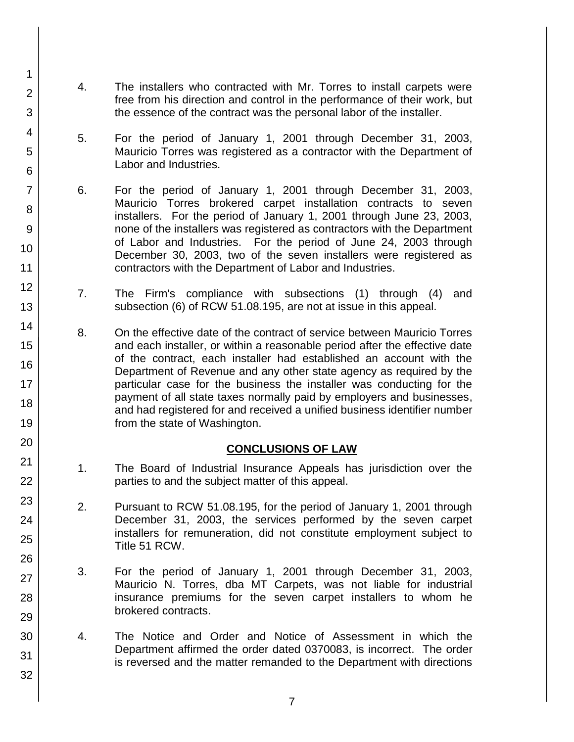4. The installers who contracted with Mr. Torres to install carpets were free from his direction and control in the performance of their work, but the essence of the contract was the personal labor of the installer.

5. For the period of January 1, 2001 through December 31, 2003, Mauricio Torres was registered as a contractor with the Department of Labor and Industries.

6. For the period of January 1, 2001 through December 31, 2003, Mauricio Torres brokered carpet installation contracts to seven installers. For the period of January 1, 2001 through June 23, 2003, none of the installers was registered as contractors with the Department of Labor and Industries. For the period of June 24, 2003 through December 30, 2003, two of the seven installers were registered as contractors with the Department of Labor and Industries.

7. The Firm's compliance with subsections (1) through (4) and subsection (6) of RCW 51.08.195, are not at issue in this appeal.

8. On the effective date of the contract of service between Mauricio Torres and each installer, or within a reasonable period after the effective date of the contract, each installer had established an account with the Department of Revenue and any other state agency as required by the particular case for the business the installer was conducting for the payment of all state taxes normally paid by employers and businesses, and had registered for and received a unified business identifier number from the state of Washington.

## CONCLUSIONS OF LAW

1. The Board of Industrial Insurance Appeals has jurisdiction over the parties to and the subject matter of this appeal.

2. Pursuant to RCW 51.08.195, for the period of January 1, 2001 through December 31, 2003, the services performed by the seven carpet installers for remuneration, did not constitute employment subject to Title 51 RCW.

3. For the period of January 1, 2001 through December 31, 2003, Mauricio N. Torres, dba MT Carpets, was not liable for industrial insurance premiums for the seven carpet installers to whom he brokered contracts.

4. The Notice and Order and Notice of Assessment in which the Department affirmed the order dated 0370083, is incorrect. The order is reversed and the matter remanded to the Department with directions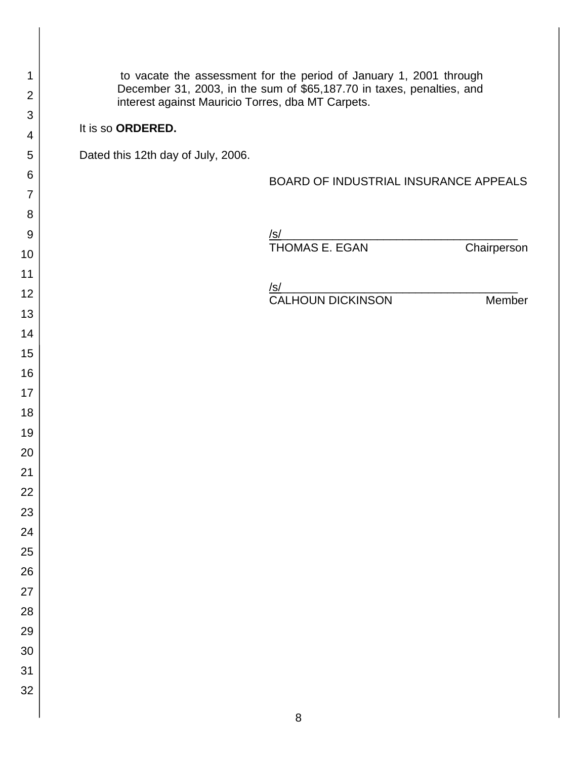to vacate the assessment for the period of January 1, 2001 through December 31, 2003, in the sum of $65,187.70 in taxes, penalties, and interest against Mauricio Torres, dba MT Carpets.

It is so **ORDERED.**

Dated this 12th day of July, 2006.

BOARD OF INDUSTRIAL INSURANCE APPEALS

/s/
THOMAS E. EGAN Chairperson

/s/
CALHOUN DICKINSON Member